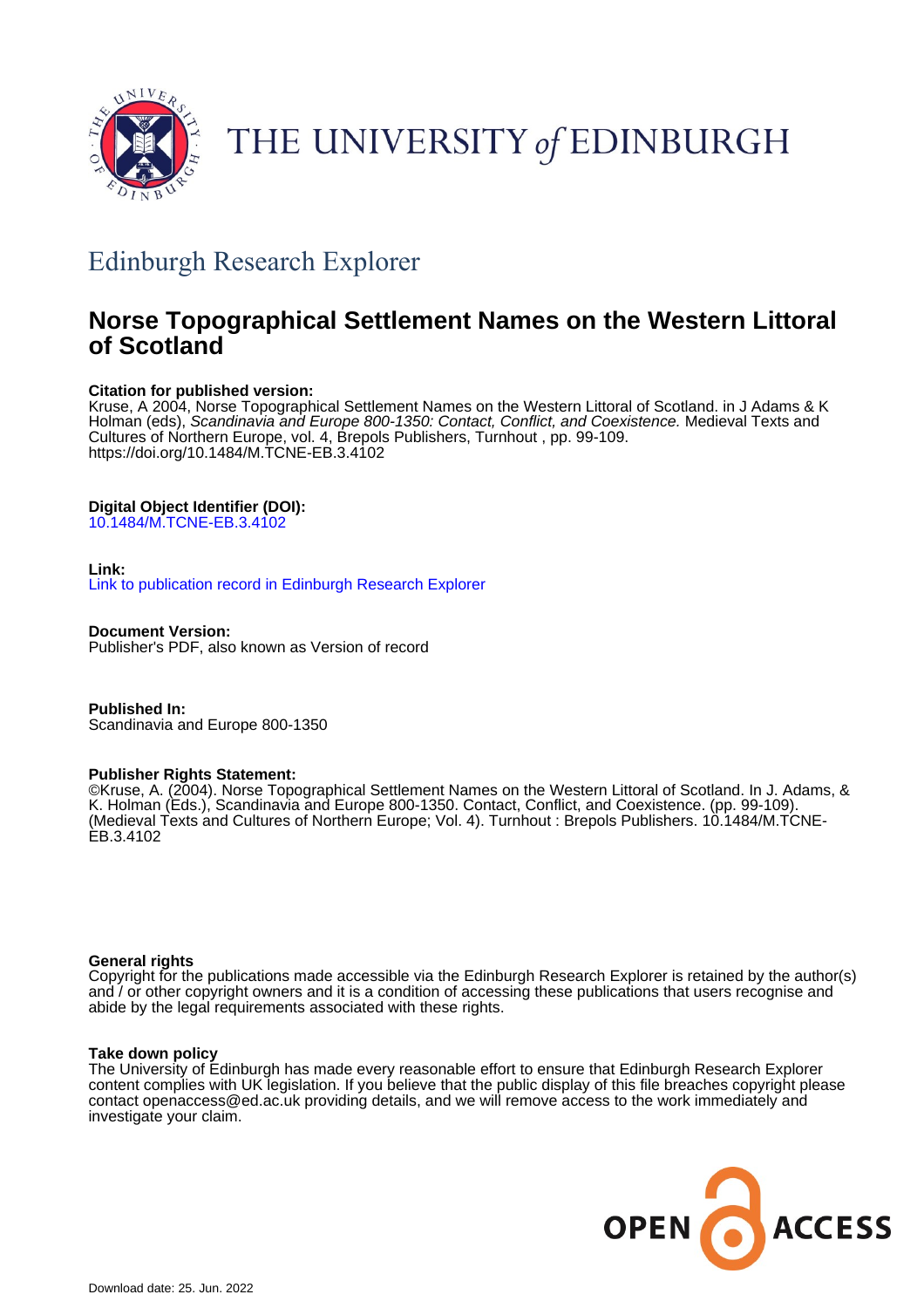THE UNIVERSITY *of* EDINBURGH

## Edinburgh Research Explorer

# Norse Topographical Settlement Names on the Western Littoral of Scotland

**Citation for published version:**
Kruse, A 2004, Norse Topographical Settlement Names on the Western Littoral of Scotland. in J Adams & K Holman (eds), *Scandinavia and Europe 800-1350: Contact, Conflict, and Coexistence.* Medieval Texts and Cultures of Northern Europe, vol. 4, Brepols Publishers, Turnhout , pp. 99-109. https://doi.org/10.1484/M.TCNE-EB.3.4102

**Digital Object Identifier (DOI):**
10.1484/M.TCNE-EB.3.4102

**Link:**
Link to publication record in Edinburgh Research Explorer

**Document Version:**
Publisher's PDF, also known as Version of record

**Published In:**
Scandinavia and Europe 800-1350

**Publisher Rights Statement:**
©Kruse, A. (2004). Norse Topographical Settlement Names on the Western Littoral of Scotland. In J. Adams, & K. Holman (Eds.), Scandinavia and Europe 800-1350. Contact, Conflict, and Coexistence. (pp. 99-109). (Medieval Texts and Cultures of Northern Europe; Vol. 4). Turnhout : Brepols Publishers. 10.1484/M.TCNE-EB.3.4102

**General rights**
Copyright for the publications made accessible via the Edinburgh Research Explorer is retained by the author(s) and / or other copyright owners and it is a condition of accessing these publications that users recognise and abide by the legal requirements associated with these rights.

**Take down policy**
The University of Edinburgh has made every reasonable effort to ensure that Edinburgh Research Explorer content complies with UK legislation. If you believe that the public display of this file breaches copyright please contact openaccess@ed.ac.uk providing details, and we will remove access to the work immediately and investigate your claim.

OPEN ACCESS

Download date: 25. Jun. 2022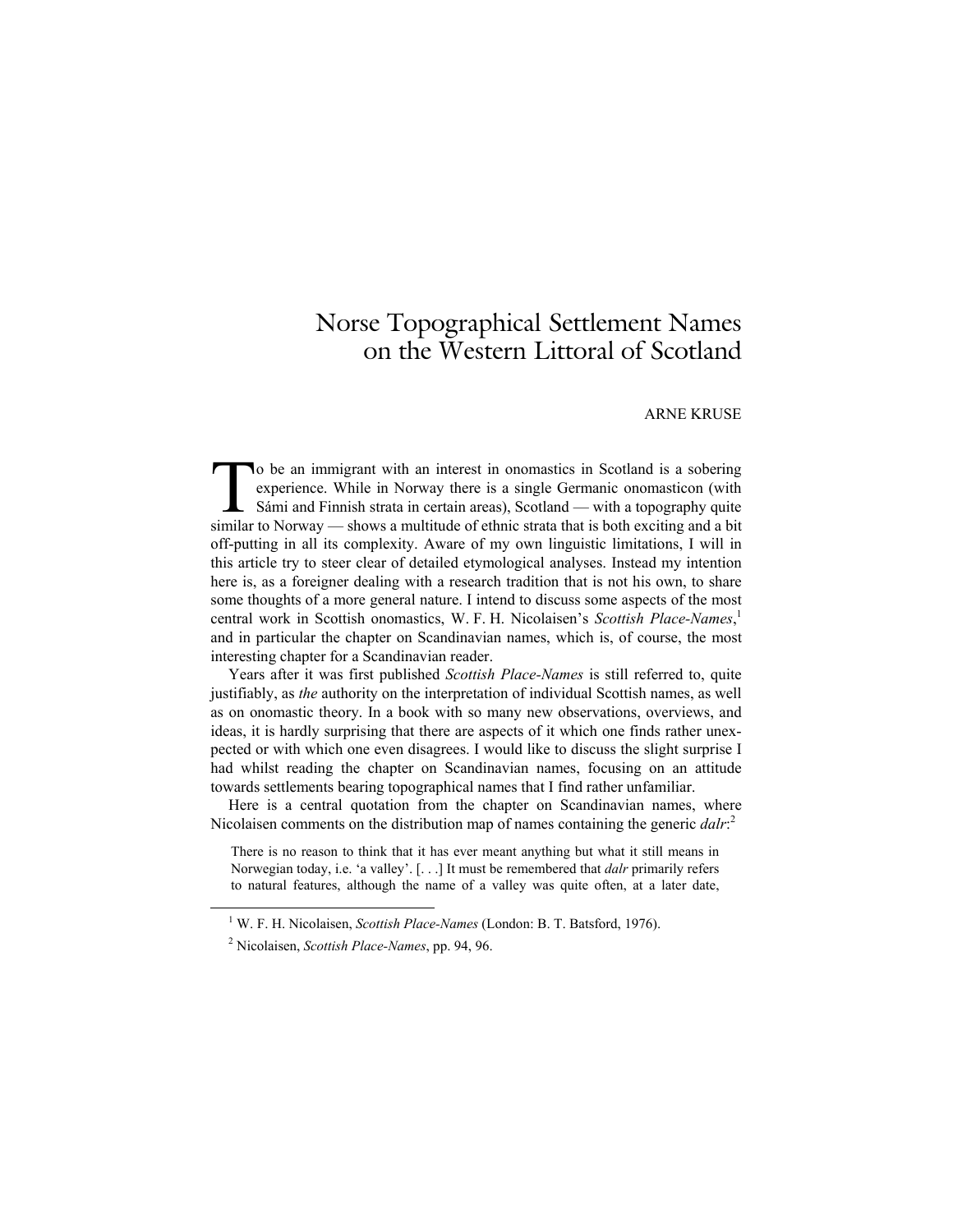# Norse Topographical Settlement Names on the Western Littoral of Scotland

ARNE KRUSE

To be an immigrant with an interest in onomastics in Scotland is a sobering experience. While in Norway there is a single Germanic onomasticon (with Sámi and Finnish strata in certain areas), Scotland — with a topography quite similar to Norway — shows a multitude of ethnic strata that is both exciting and a bit off-putting in all its complexity. Aware of my own linguistic limitations, I will in this article try to steer clear of detailed etymological analyses. Instead my intention here is, as a foreigner dealing with a research tradition that is not his own, to share some thoughts of a more general nature. I intend to discuss some aspects of the most central work in Scottish onomastics, W. F. H. Nicolaisen's *Scottish Place-Names*,[1] and in particular the chapter on Scandinavian names, which is, of course, the most interesting chapter for a Scandinavian reader.

Years after it was first published *Scottish Place-Names* is still referred to, quite justifiably, as *the* authority on the interpretation of individual Scottish names, as well as on onomastic theory. In a book with so many new observations, overviews, and ideas, it is hardly surprising that there are aspects of it which one finds rather unexpected or with which one even disagrees. I would like to discuss the slight surprise I had whilst reading the chapter on Scandinavian names, focusing on an attitude towards settlements bearing topographical names that I find rather unfamiliar.

Here is a central quotation from the chapter on Scandinavian names, where Nicolaisen comments on the distribution map of names containing the generic *dalr*:[2]

> There is no reason to think that it has ever meant anything but what it still means in Norwegian today, i.e. 'a valley'. [. . .] It must be remembered that *dalr* primarily refers to natural features, although the name of a valley was quite often, at a later date,

---

[1] W. F. H. Nicolaisen, *Scottish Place-Names* (London: B. T. Batsford, 1976).

[2] Nicolaisen, *Scottish Place-Names*, pp. 94, 96.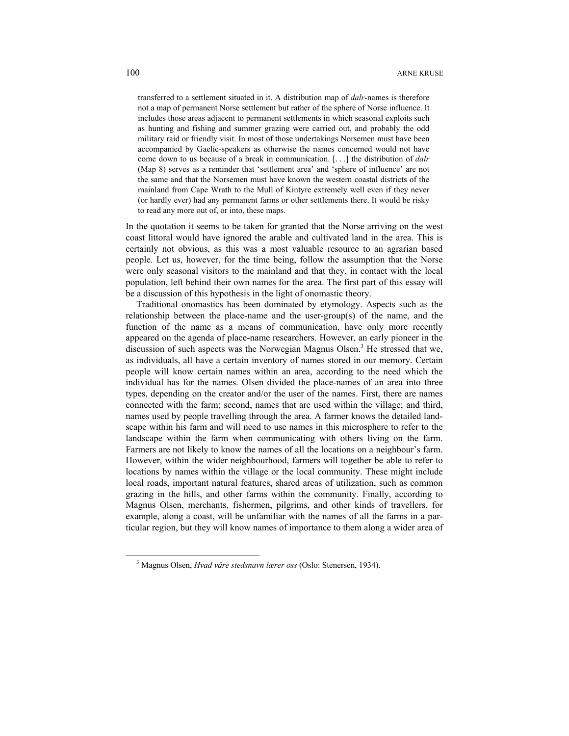> transferred to a settlement situated in it. A distribution map of *dalr*-names is therefore not a map of permanent Norse settlement but rather of the sphere of Norse influence. It includes those areas adjacent to permanent settlements in which seasonal exploits such as hunting and fishing and summer grazing were carried out, and probably the odd military raid or friendly visit. In most of those undertakings Norsemen must have been accompanied by Gaelic-speakers as otherwise the names concerned would not have come down to us because of a break in communication. [. . .] the distribution of *dalr* (Map 8) serves as a reminder that 'settlement area' and 'sphere of influence' are not the same and that the Norsemen must have known the western coastal districts of the mainland from Cape Wrath to the Mull of Kintyre extremely well even if they never (or hardly ever) had any permanent farms or other settlements there. It would be risky to read any more out of, or into, these maps.

In the quotation it seems to be taken for granted that the Norse arriving on the west coast littoral would have ignored the arable and cultivated land in the area. This is certainly not obvious, as this was a most valuable resource to an agrarian based people. Let us, however, for the time being, follow the assumption that the Norse were only seasonal visitors to the mainland and that they, in contact with the local population, left behind their own names for the area. The first part of this essay will be a discussion of this hypothesis in the light of onomastic theory.

Traditional onomastics has been dominated by etymology. Aspects such as the relationship between the place-name and the user-group(s) of the name, and the function of the name as a means of communication, have only more recently appeared on the agenda of place-name researchers. However, an early pioneer in the discussion of such aspects was the Norwegian Magnus Olsen.[3] He stressed that we, as individuals, all have a certain inventory of names stored in our memory. Certain people will know certain names within an area, according to the need which the individual has for the names. Olsen divided the place-names of an area into three types, depending on the creator and/or the user of the names. First, there are names connected with the farm; second, names that are used within the village; and third, names used by people travelling through the area. A farmer knows the detailed landscape within his farm and will need to use names in this microsphere to refer to the landscape within the farm when communicating with others living on the farm. Farmers are not likely to know the names of all the locations on a neighbour's farm. However, within the wider neighbourhood, farmers will together be able to refer to locations by names within the village or the local community. These might include local roads, important natural features, shared areas of utilization, such as common grazing in the hills, and other farms within the community. Finally, according to Magnus Olsen, merchants, fishermen, pilgrims, and other kinds of travellers, for example, along a coast, will be unfamiliar with the names of all the farms in a particular region, but they will know names of importance to them along a wider area of

[3] Magnus Olsen, *Hvad våre stedsnavn lærer oss* (Oslo: Stenersen, 1934).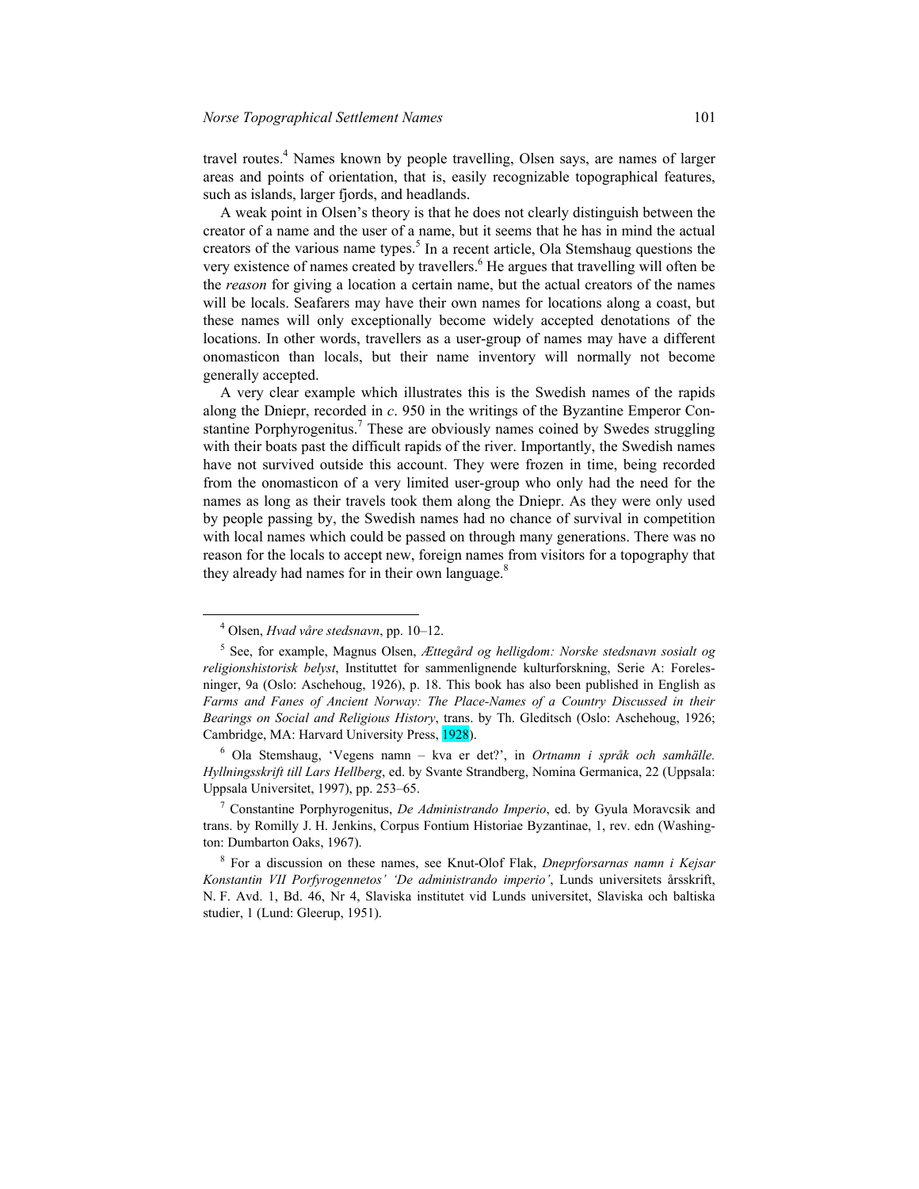travel routes.[4] Names known by people travelling, Olsen says, are names of larger areas and points of orientation, that is, easily recognizable topographical features, such as islands, larger fjords, and headlands.

A weak point in Olsen's theory is that he does not clearly distinguish between the creator of a name and the user of a name, but it seems that he has in mind the actual creators of the various name types.[5] In a recent article, Ola Stemshaug questions the very existence of names created by travellers.[6] He argues that travelling will often be the *reason* for giving a location a certain name, but the actual creators of the names will be locals. Seafarers may have their own names for locations along a coast, but these names will only exceptionally become widely accepted denotations of the locations. In other words, travellers as a user-group of names may have a different onomasticon than locals, but their name inventory will normally not become generally accepted.

A very clear example which illustrates this is the Swedish names of the rapids along the Dniepr, recorded in *c*. 950 in the writings of the Byzantine Emperor Constantine Porphyrogenitus.[7] These are obviously names coined by Swedes struggling with their boats past the difficult rapids of the river. Importantly, the Swedish names have not survived outside this account. They were frozen in time, being recorded from the onomasticon of a very limited user-group who only had the need for the names as long as their travels took them along the Dniepr. As they were only used by people passing by, the Swedish names had no chance of survival in competition with local names which could be passed on through many generations. There was no reason for the locals to accept new, foreign names from visitors for a topography that they already had names for in their own language.[8]

---

[4] Olsen, *Hvad våre stedsnavn*, pp. 10–12.

[5] See, for example, Magnus Olsen, *Ættegård og helligdom: Norske stedsnavn sosialt og religionshistorisk belyst*, Instituttet for sammenlignende kulturforskning, Serie A: Forelesninger, 9a (Oslo: Aschehoug, 1926), p. 18. This book has also been published in English as *Farms and Fanes of Ancient Norway: The Place-Names of a Country Discussed in their Bearings on Social and Religious History*, trans. by Th. Gleditsch (Oslo: Aschehoug, 1926; Cambridge, MA: Harvard University Press, 1928).

[6] Ola Stemshaug, 'Vegens namn – kva er det?', in *Ortnamn i språk och samhälle. Hyllningsskrift till Lars Hellberg*, ed. by Svante Strandberg, Nomina Germanica, 22 (Uppsala: Uppsala Universitet, 1997), pp. 253–65.

[7] Constantine Porphyrogenitus, *De Administrando Imperio*, ed. by Gyula Moravcsik and trans. by Romilly J. H. Jenkins, Corpus Fontium Historiae Byzantinae, 1, rev. edn (Washington: Dumbarton Oaks, 1967).

[8] For a discussion on these names, see Knut-Olof Flak, *Dneprforsarnas namn i Kejsar Konstantin VII Porfyrogennetos' 'De administrando imperio'*, Lunds universitets årsskrift, N. F. Avd. 1, Bd. 46, Nr 4, Slaviska institutet vid Lunds universitet, Slaviska och baltiska studier, 1 (Lund: Gleerup, 1951).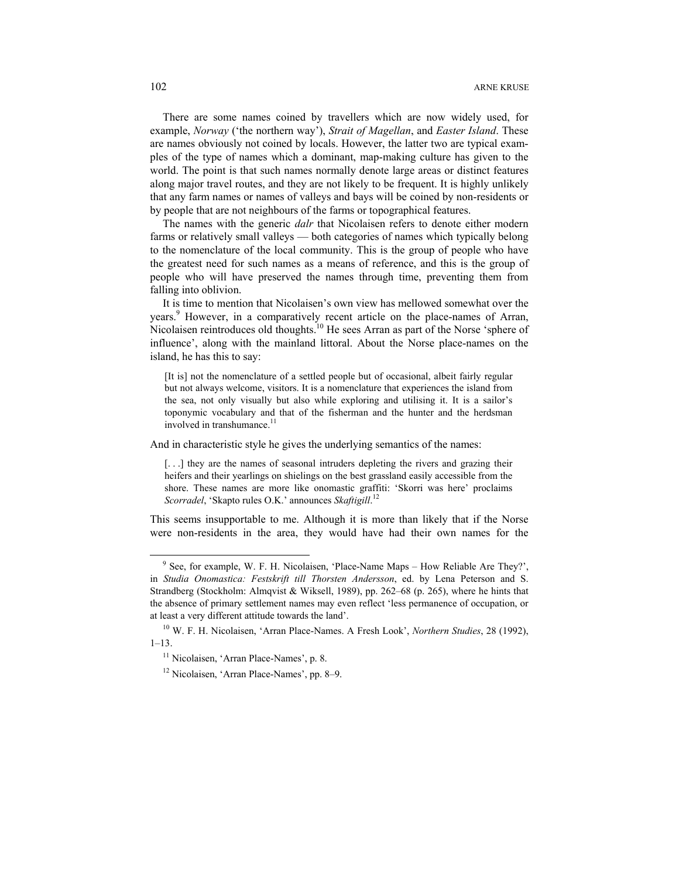There are some names coined by travellers which are now widely used, for example, *Norway* ('the northern way'), *Strait of Magellan*, and *Easter Island*. These are names obviously not coined by locals. However, the latter two are typical examples of the type of names which a dominant, map-making culture has given to the world. The point is that such names normally denote large areas or distinct features along major travel routes, and they are not likely to be frequent. It is highly unlikely that any farm names or names of valleys and bays will be coined by non-residents or by people that are not neighbours of the farms or topographical features.

The names with the generic *dalr* that Nicolaisen refers to denote either modern farms or relatively small valleys — both categories of names which typically belong to the nomenclature of the local community. This is the group of people who have the greatest need for such names as a means of reference, and this is the group of people who will have preserved the names through time, preventing them from falling into oblivion.

It is time to mention that Nicolaisen's own view has mellowed somewhat over the years.[9] However, in a comparatively recent article on the place-names of Arran, Nicolaisen reintroduces old thoughts.[10] He sees Arran as part of the Norse 'sphere of influence', along with the mainland littoral. About the Norse place-names on the island, he has this to say:

> [It is] not the nomenclature of a settled people but of occasional, albeit fairly regular but not always welcome, visitors. It is a nomenclature that experiences the island from the sea, not only visually but also while exploring and utilising it. It is a sailor's toponymic vocabulary and that of the fisherman and the hunter and the herdsman involved in transhumance.[11]

And in characteristic style he gives the underlying semantics of the names:

> [. . .] they are the names of seasonal intruders depleting the rivers and grazing their heifers and their yearlings on shielings on the best grassland easily accessible from the shore. These names are more like onomastic graffiti: 'Skorri was here' proclaims *Scorradel*, 'Skapto rules O.K.' announces *Skaftigill*.[12]

This seems insupportable to me. Although it is more than likely that if the Norse were non-residents in the area, they would have had their own names for the

---

[9] See, for example, W. F. H. Nicolaisen, 'Place-Name Maps – How Reliable Are They?', in *Studia Onomastica: Festskrift till Thorsten Andersson*, ed. by Lena Peterson and S. Strandberg (Stockholm: Almqvist & Wiksell, 1989), pp. 262–68 (p. 265), where he hints that the absence of primary settlement names may even reflect 'less permanence of occupation, or at least a very different attitude towards the land'.

[10] W. F. H. Nicolaisen, 'Arran Place-Names. A Fresh Look', *Northern Studies*, 28 (1992), 1–13.

[11] Nicolaisen, 'Arran Place-Names', p. 8.

[12] Nicolaisen, 'Arran Place-Names', pp. 8–9.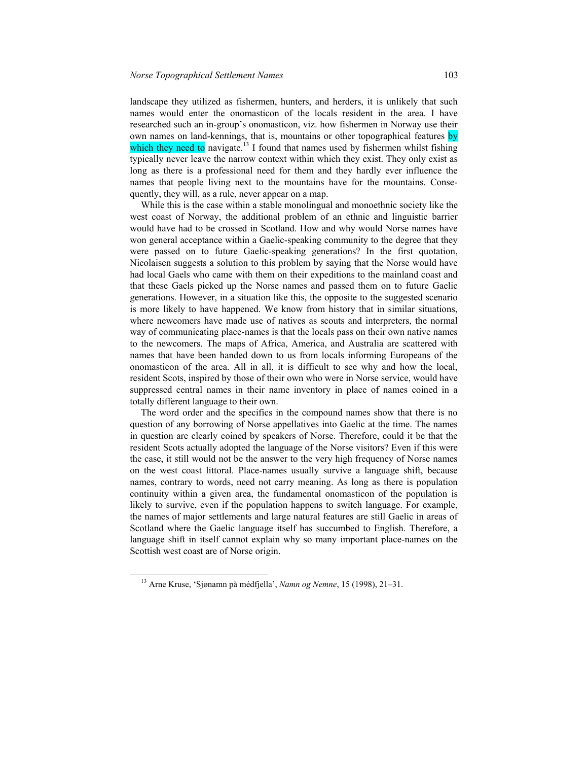landscape they utilized as fishermen, hunters, and herders, it is unlikely that such names would enter the onomasticon of the locals resident in the area. I have researched such an in-group's onomasticon, viz. how fishermen in Norway use their own names on land-kennings, that is, mountains or other topographical features by which they need to navigate.[13] I found that names used by fishermen whilst fishing typically never leave the narrow context within which they exist. They only exist as long as there is a professional need for them and they hardly ever influence the names that people living next to the mountains have for the mountains. Consequently, they will, as a rule, never appear on a map.

While this is the case within a stable monolingual and monoethnic society like the west coast of Norway, the additional problem of an ethnic and linguistic barrier would have had to be crossed in Scotland. How and why would Norse names have won general acceptance within a Gaelic-speaking community to the degree that they were passed on to future Gaelic-speaking generations? In the first quotation, Nicolaisen suggests a solution to this problem by saying that the Norse would have had local Gaels who came with them on their expeditions to the mainland coast and that these Gaels picked up the Norse names and passed them on to future Gaelic generations. However, in a situation like this, the opposite to the suggested scenario is more likely to have happened. We know from history that in similar situations, where newcomers have made use of natives as scouts and interpreters, the normal way of communicating place-names is that the locals pass on their own native names to the newcomers. The maps of Africa, America, and Australia are scattered with names that have been handed down to us from locals informing Europeans of the onomasticon of the area. All in all, it is difficult to see why and how the local, resident Scots, inspired by those of their own who were in Norse service, would have suppressed central names in their name inventory in place of names coined in a totally different language to their own.

The word order and the specifics in the compound names show that there is no question of any borrowing of Norse appellatives into Gaelic at the time. The names in question are clearly coined by speakers of Norse. Therefore, could it be that the resident Scots actually adopted the language of the Norse visitors? Even if this were the case, it still would not be the answer to the very high frequency of Norse names on the west coast littoral. Place-names usually survive a language shift, because names, contrary to words, need not carry meaning. As long as there is population continuity within a given area, the fundamental onomasticon of the population is likely to survive, even if the population happens to switch language. For example, the names of major settlements and large natural features are still Gaelic in areas of Scotland where the Gaelic language itself has succumbed to English. Therefore, a language shift in itself cannot explain why so many important place-names on the Scottish west coast are of Norse origin.

---

[13] Arne Kruse, 'Sjønamn på médfjella', *Namn og Nemne*, 15 (1998), 21–31.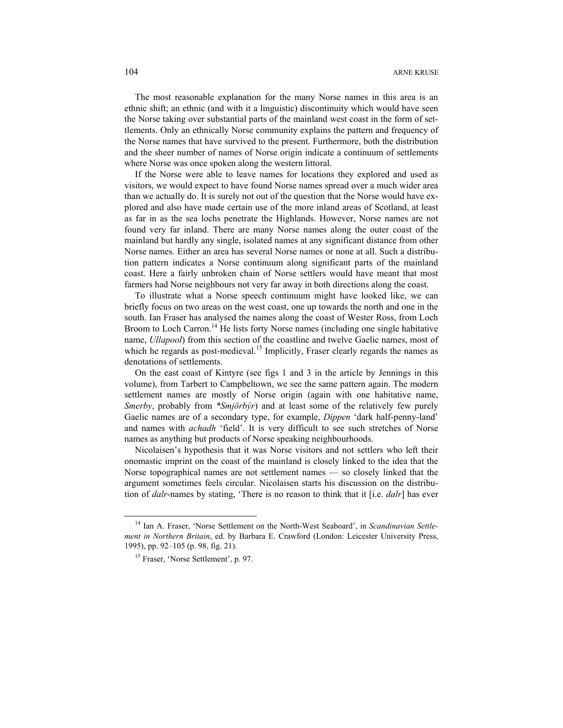The most reasonable explanation for the many Norse names in this area is an ethnic shift; an ethnic (and with it a linguistic) discontinuity which would have seen the Norse taking over substantial parts of the mainland west coast in the form of settlements. Only an ethnically Norse community explains the pattern and frequency of the Norse names that have survived to the present. Furthermore, both the distribution and the sheer number of names of Norse origin indicate a continuum of settlements where Norse was once spoken along the western littoral.

If the Norse were able to leave names for locations they explored and used as visitors, we would expect to have found Norse names spread over a much wider area than we actually do. It is surely not out of the question that the Norse would have explored and also have made certain use of the more inland areas of Scotland, at least as far in as the sea lochs penetrate the Highlands. However, Norse names are not found very far inland. There are many Norse names along the outer coast of the mainland but hardly any single, isolated names at any significant distance from other Norse names. Either an area has several Norse names or none at all. Such a distribution pattern indicates a Norse continuum along significant parts of the mainland coast. Here a fairly unbroken chain of Norse settlers would have meant that most farmers had Norse neighbours not very far away in both directions along the coast.

To illustrate what a Norse speech continuum might have looked like, we can briefly focus on two areas on the west coast, one up towards the north and one in the south. Ian Fraser has analysed the names along the coast of Wester Ross, from Loch Broom to Loch Carron.[14] He lists forty Norse names (including one single habitative name, *Ullapool*) from this section of the coastline and twelve Gaelic names, most of which he regards as post-medieval.[15] Implicitly, Fraser clearly regards the names as denotations of settlements.

On the east coast of Kintyre (see figs 1 and 3 in the article by Jennings in this volume), from Tarbert to Campbeltown, we see the same pattern again. The modern settlement names are mostly of Norse origin (again with one habitative name, *Smerby*, probably from *\*Smjörbýr*) and at least some of the relatively few purely Gaelic names are of a secondary type, for example, *Dippen* 'dark half-penny-land' and names with *achadh* 'field'. It is very difficult to see such stretches of Norse names as anything but products of Norse speaking neighbourhoods.

Nicolaisen's hypothesis that it was Norse visitors and not settlers who left their onomastic imprint on the coast of the mainland is closely linked to the idea that the Norse topographical names are not settlement names — so closely linked that the argument sometimes feels circular. Nicolaisen starts his discussion on the distribution of *dalr*-names by stating, 'There is no reason to think that it [i.e. *dalr*] has ever

---

[14] Ian A. Fraser, 'Norse Settlement on the North-West Seaboard', in *Scandinavian Settlement in Northern Britain*, ed. by Barbara E. Crawford (London: Leicester University Press, 1995), pp. 92–105 (p. 98, fig. 21).

[15] Fraser, 'Norse Settlement', p. 97.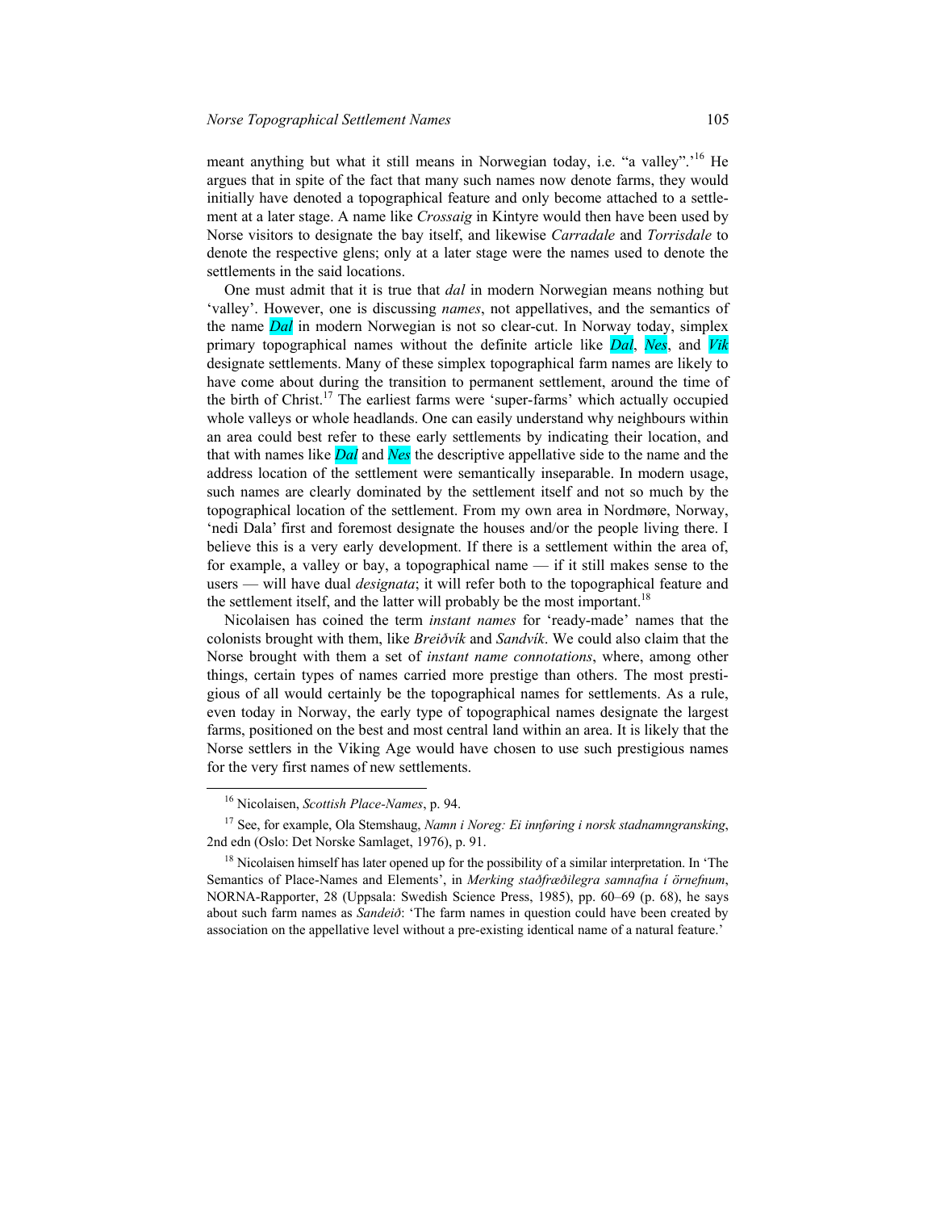meant anything but what it still means in Norwegian today, i.e. "a valley".'[16] He argues that in spite of the fact that many such names now denote farms, they would initially have denoted a topographical feature and only become attached to a settlement at a later stage. A name like *Crossaig* in Kintyre would then have been used by Norse visitors to designate the bay itself, and likewise *Carradale* and *Torrisdale* to denote the respective glens; only at a later stage were the names used to denote the settlements in the said locations.

One must admit that it is true that *dal* in modern Norwegian means nothing but 'valley'. However, one is discussing *names*, not appellatives, and the semantics of the name *Dal* in modern Norwegian is not so clear-cut. In Norway today, simplex primary topographical names without the definite article like *Dal*, *Nes*, and *Vik* designate settlements. Many of these simplex topographical farm names are likely to have come about during the transition to permanent settlement, around the time of the birth of Christ.[17] The earliest farms were 'super-farms' which actually occupied whole valleys or whole headlands. One can easily understand why neighbours within an area could best refer to these early settlements by indicating their location, and that with names like *Dal* and *Nes* the descriptive appellative side to the name and the address location of the settlement were semantically inseparable. In modern usage, such names are clearly dominated by the settlement itself and not so much by the topographical location of the settlement. From my own area in Nordmøre, Norway, 'nedi Dala' first and foremost designate the houses and/or the people living there. I believe this is a very early development. If there is a settlement within the area of, for example, a valley or bay, a topographical name — if it still makes sense to the users — will have dual *designata*; it will refer both to the topographical feature and the settlement itself, and the latter will probably be the most important.[18]

Nicolaisen has coined the term *instant names* for 'ready-made' names that the colonists brought with them, like *Breiðvík* and *Sandvík*. We could also claim that the Norse brought with them a set of *instant name connotations*, where, among other things, certain types of names carried more prestige than others. The most prestigious of all would certainly be the topographical names for settlements. As a rule, even today in Norway, the early type of topographical names designate the largest farms, positioned on the best and most central land within an area. It is likely that the Norse settlers in the Viking Age would have chosen to use such prestigious names for the very first names of new settlements.

---

[16] Nicolaisen, *Scottish Place-Names*, p. 94.

[17] See, for example, Ola Stemshaug, *Namn i Noreg: Ei innføring i norsk stadnamngransking*, 2nd edn (Oslo: Det Norske Samlaget, 1976), p. 91.

[18] Nicolaisen himself has later opened up for the possibility of a similar interpretation. In 'The Semantics of Place-Names and Elements', in *Merking staðfræðilegra samnafna í örnefnum*, NORNA-Rapporter, 28 (Uppsala: Swedish Science Press, 1985), pp. 60–69 (p. 68), he says about such farm names as *Sandeið*: 'The farm names in question could have been created by association on the appellative level without a pre-existing identical name of a natural feature.'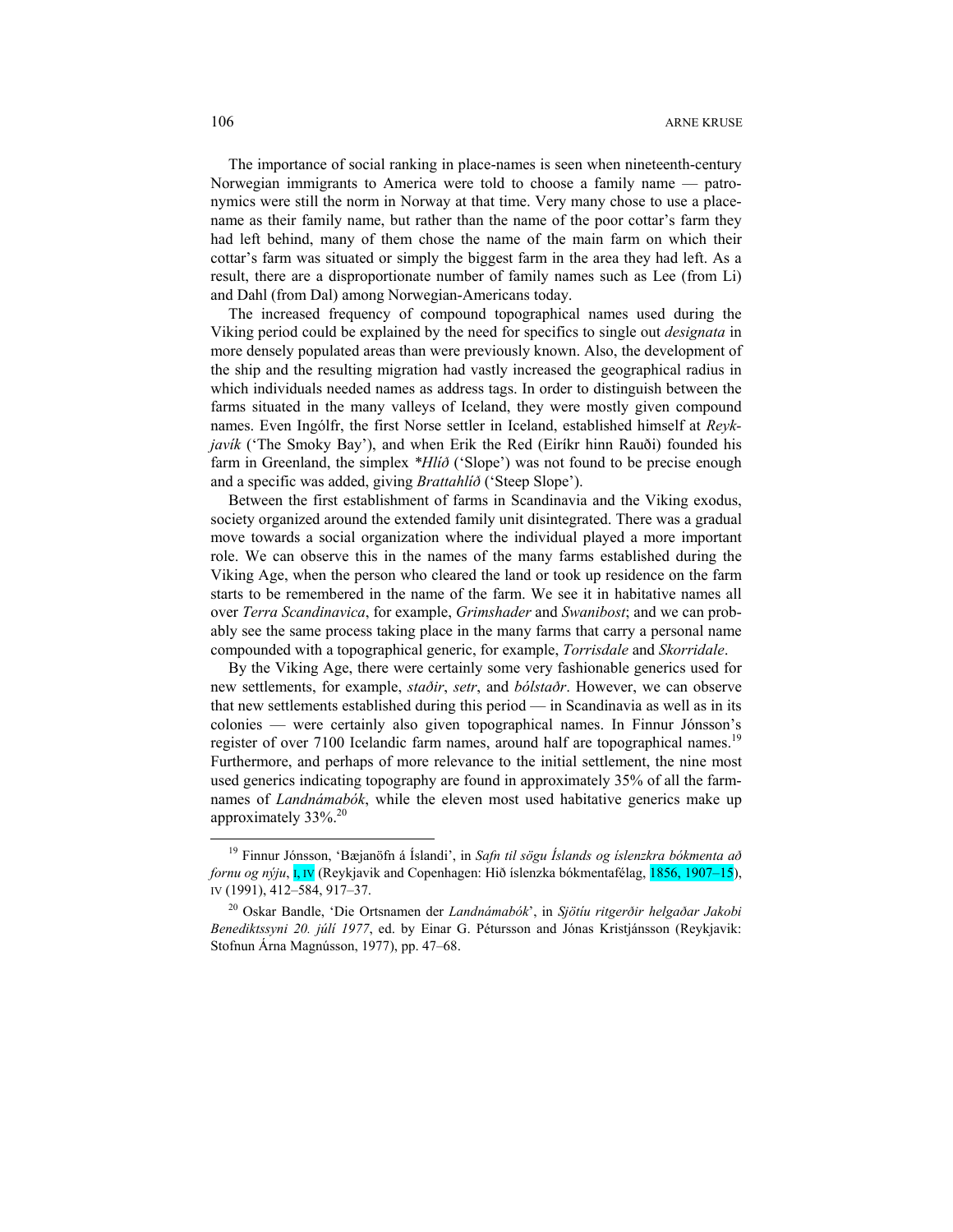The importance of social ranking in place-names is seen when nineteenth-century Norwegian immigrants to America were told to choose a family name — patronymics were still the norm in Norway at that time. Very many chose to use a place-name as their family name, but rather than the name of the poor cottar's farm they had left behind, many of them chose the name of the main farm on which their cottar's farm was situated or simply the biggest farm in the area they had left. As a result, there are a disproportionate number of family names such as Lee (from Li) and Dahl (from Dal) among Norwegian-Americans today.

The increased frequency of compound topographical names used during the Viking period could be explained by the need for specifics to single out *designata* in more densely populated areas than were previously known. Also, the development of the ship and the resulting migration had vastly increased the geographical radius in which individuals needed names as address tags. In order to distinguish between the farms situated in the many valleys of Iceland, they were mostly given compound names. Even Ingólfr, the first Norse settler in Iceland, established himself at *Reykjavík* ('The Smoky Bay'), and when Erik the Red (Eiríkr hinn Rauði) founded his farm in Greenland, the simplex *\*Hlíð* ('Slope') was not found to be precise enough and a specific was added, giving *Brattahlíð* ('Steep Slope').

Between the first establishment of farms in Scandinavia and the Viking exodus, society organized around the extended family unit disintegrated. There was a gradual move towards a social organization where the individual played a more important role. We can observe this in the names of the many farms established during the Viking Age, when the person who cleared the land or took up residence on the farm starts to be remembered in the name of the farm. We see it in habitative names all over *Terra Scandinavica*, for example, *Grimshader* and *Swanibost*; and we can probably see the same process taking place in the many farms that carry a personal name compounded with a topographical generic, for example, *Torrisdale* and *Skorridale*.

By the Viking Age, there were certainly some very fashionable generics used for new settlements, for example, *staðir*, *setr*, and *bólstaðr*. However, we can observe that new settlements established during this period — in Scandinavia as well as in its colonies — were certainly also given topographical names. In Finnur Jónsson's register of over 7100 Icelandic farm names, around half are topographical names.[19] Furthermore, and perhaps of more relevance to the initial settlement, the nine most used generics indicating topography are found in approximately 35% of all the farm-names of *Landnámabók*, while the eleven most used habitative generics make up approximately 33%.[20]

---

[19] Finnur Jónsson, 'Bæjanöfn á Íslandi', in *Safn til sögu Íslands og íslenzkra bókmenta að fornu og nýju*, I, IV (Reykjavik and Copenhagen: Hið íslenzka bókmentafélag, 1856, 1907–15), IV (1991), 412–584, 917–37.

[20] Oskar Bandle, 'Die Ortsnamen der *Landnámabók*', in *Sjötíu ritgerðir helgaðar Jakobi Benediktssyni 20. júlí 1977*, ed. by Einar G. Pétursson and Jónas Kristjánsson (Reykjavik: Stofnun Árna Magnússon, 1977), pp. 47–68.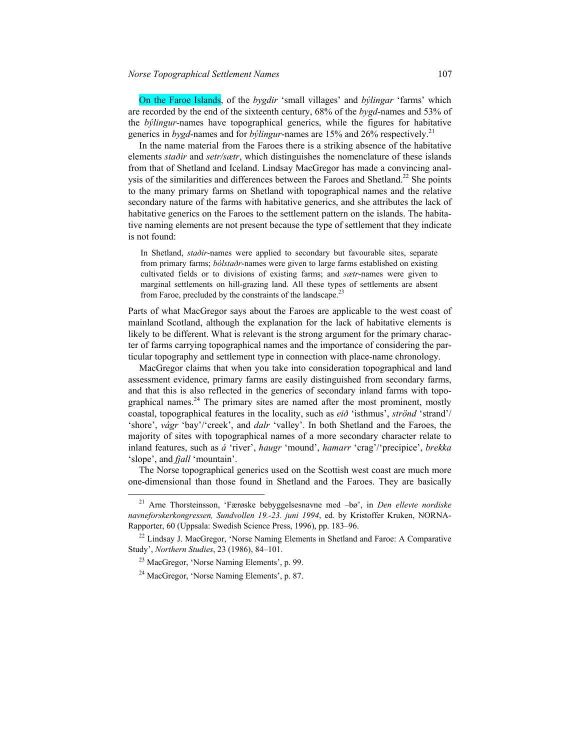On the Faroe Islands, of the *bygdir* 'small villages' and *býlingar* 'farms' which are recorded by the end of the sixteenth century, 68% of the *bygd*-names and 53% of the *býlingur*-names have topographical generics, while the figures for habitative generics in *bygd*-names and for *býlingur*-names are 15% and 26% respectively.[21]

In the name material from the Faroes there is a striking absence of the habitative elements *staðir* and *setr/sætr*, which distinguishes the nomenclature of these islands from that of Shetland and Iceland. Lindsay MacGregor has made a convincing analysis of the similarities and differences between the Faroes and Shetland.[22] She points to the many primary farms on Shetland with topographical names and the relative secondary nature of the farms with habitative generics, and she attributes the lack of habitative generics on the Faroes to the settlement pattern on the islands. The habitative naming elements are not present because the type of settlement that they indicate is not found:

> In Shetland, *staðir*-names were applied to secondary but favourable sites, separate from primary farms; *bólstaðr*-names were given to large farms established on existing cultivated fields or to divisions of existing farms; and *sætr*-names were given to marginal settlements on hill-grazing land. All these types of settlements are absent from Faroe, precluded by the constraints of the landscape.[23]

Parts of what MacGregor says about the Faroes are applicable to the west coast of mainland Scotland, although the explanation for the lack of habitative elements is likely to be different. What is relevant is the strong argument for the primary character of farms carrying topographical names and the importance of considering the particular topography and settlement type in connection with place-name chronology.

MacGregor claims that when you take into consideration topographical and land assessment evidence, primary farms are easily distinguished from secondary farms, and that this is also reflected in the generics of secondary inland farms with topographical names.[24] The primary sites are named after the most prominent, mostly coastal, topographical features in the locality, such as *eið* 'isthmus', *strönd* 'strand'/ 'shore', *vágr* 'bay'/'creek', and *dalr* 'valley'. In both Shetland and the Faroes, the majority of sites with topographical names of a more secondary character relate to inland features, such as *á* 'river', *haugr* 'mound', *hamarr* 'crag'/'precipice', *brekka* 'slope', and *fjall* 'mountain'.

The Norse topographical generics used on the Scottish west coast are much more one-dimensional than those found in Shetland and the Faroes. They are basically

---

[21] Arne Thorsteinsson, 'Færøske bebyggelsesnavne med –bø', in *Den ellevte nordiske navneforskerkongressen, Sundvollen 19.-23. juni 1994*, ed. by Kristoffer Kruken, NORNA-Rapporter, 60 (Uppsala: Swedish Science Press, 1996), pp. 183–96.

[22] Lindsay J. MacGregor, 'Norse Naming Elements in Shetland and Faroe: A Comparative Study', *Northern Studies*, 23 (1986), 84–101.

[23] MacGregor, 'Norse Naming Elements', p. 99.

[24] MacGregor, 'Norse Naming Elements', p. 87.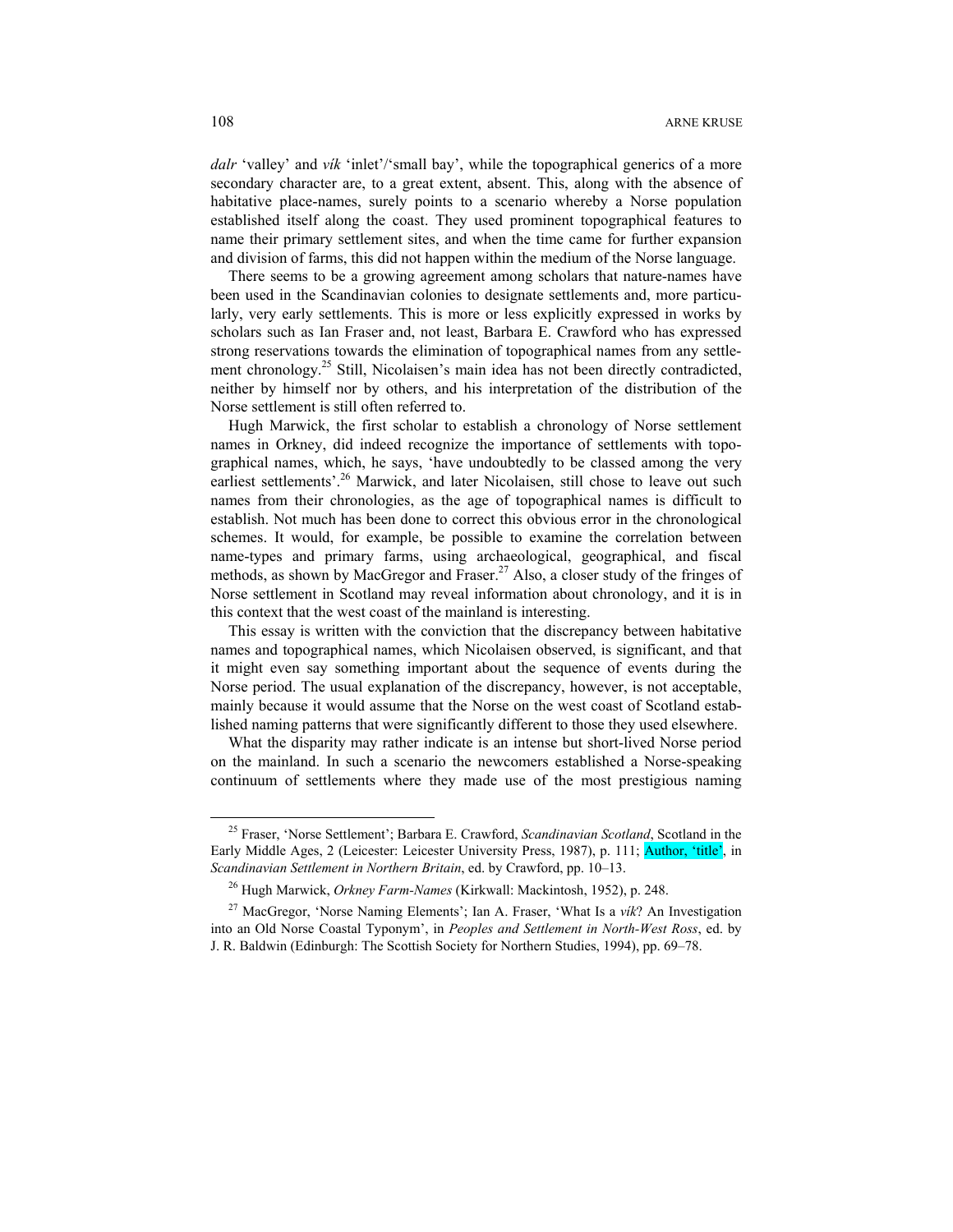*dalr* 'valley' and *vík* 'inlet'/'small bay', while the topographical generics of a more secondary character are, to a great extent, absent. This, along with the absence of habitative place-names, surely points to a scenario whereby a Norse population established itself along the coast. They used prominent topographical features to name their primary settlement sites, and when the time came for further expansion and division of farms, this did not happen within the medium of the Norse language.

There seems to be a growing agreement among scholars that nature-names have been used in the Scandinavian colonies to designate settlements and, more particularly, very early settlements. This is more or less explicitly expressed in works by scholars such as Ian Fraser and, not least, Barbara E. Crawford who has expressed strong reservations towards the elimination of topographical names from any settlement chronology.[25] Still, Nicolaisen's main idea has not been directly contradicted, neither by himself nor by others, and his interpretation of the distribution of the Norse settlement is still often referred to.

Hugh Marwick, the first scholar to establish a chronology of Norse settlement names in Orkney, did indeed recognize the importance of settlements with topographical names, which, he says, 'have undoubtedly to be classed among the very earliest settlements'.[26] Marwick, and later Nicolaisen, still chose to leave out such names from their chronologies, as the age of topographical names is difficult to establish. Not much has been done to correct this obvious error in the chronological schemes. It would, for example, be possible to examine the correlation between name-types and primary farms, using archaeological, geographical, and fiscal methods, as shown by MacGregor and Fraser.[27] Also, a closer study of the fringes of Norse settlement in Scotland may reveal information about chronology, and it is in this context that the west coast of the mainland is interesting.

This essay is written with the conviction that the discrepancy between habitative names and topographical names, which Nicolaisen observed, is significant, and that it might even say something important about the sequence of events during the Norse period. The usual explanation of the discrepancy, however, is not acceptable, mainly because it would assume that the Norse on the west coast of Scotland established naming patterns that were significantly different to those they used elsewhere.

What the disparity may rather indicate is an intense but short-lived Norse period on the mainland. In such a scenario the newcomers established a Norse-speaking continuum of settlements where they made use of the most prestigious naming

---

[25] Fraser, 'Norse Settlement'; Barbara E. Crawford, *Scandinavian Scotland*, Scotland in the Early Middle Ages, 2 (Leicester: Leicester University Press, 1987), p. 111; Author, 'title', in *Scandinavian Settlement in Northern Britain*, ed. by Crawford, pp. 10–13.

[26] Hugh Marwick, *Orkney Farm-Names* (Kirkwall: Mackintosh, 1952), p. 248.

[27] MacGregor, 'Norse Naming Elements'; Ian A. Fraser, 'What Is a *vík*? An Investigation into an Old Norse Coastal Typonym', in *Peoples and Settlement in North-West Ross*, ed. by J. R. Baldwin (Edinburgh: The Scottish Society for Northern Studies, 1994), pp. 69–78.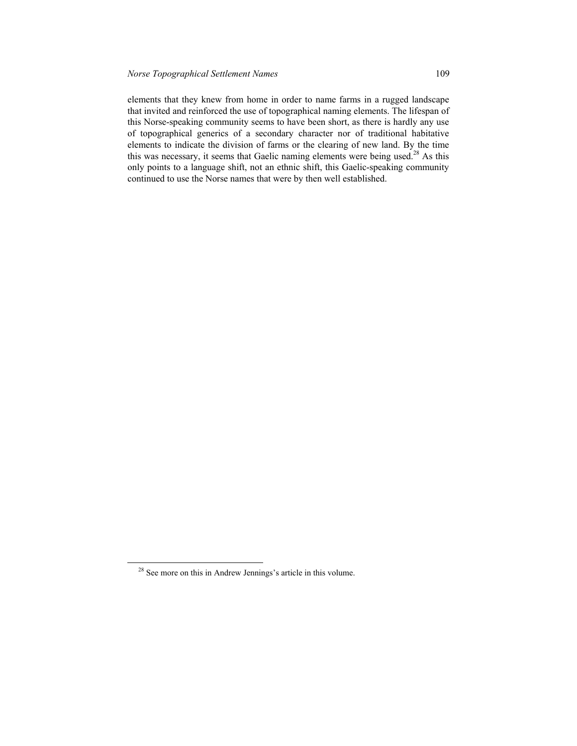elements that they knew from home in order to name farms in a rugged landscape that invited and reinforced the use of topographical naming elements. The lifespan of this Norse-speaking community seems to have been short, as there is hardly any use of topographical generics of a secondary character nor of traditional habitative elements to indicate the division of farms or the clearing of new land. By the time this was necessary, it seems that Gaelic naming elements were being used.[28] As this only points to a language shift, not an ethnic shift, this Gaelic-speaking community continued to use the Norse names that were by then well established.

[28] See more on this in Andrew Jennings's article in this volume.